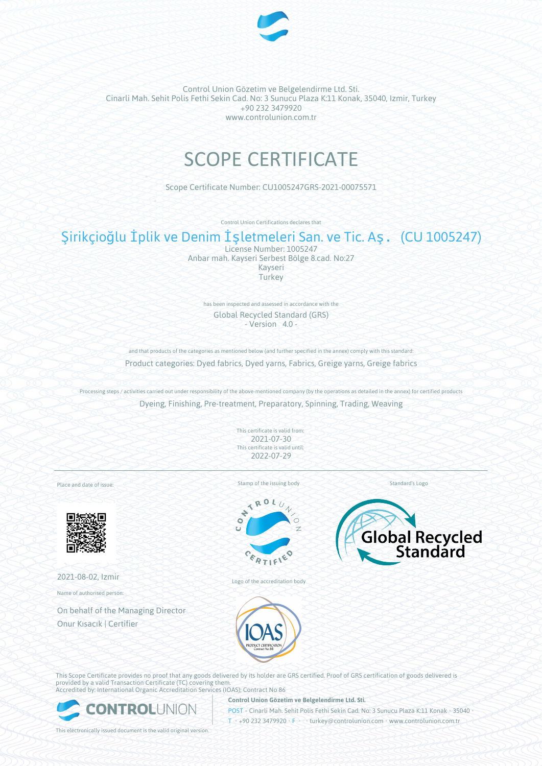Control Union Gözetim ve Belgelendirme Ltd. Sti.
Cinarli Mah. Sehit Polis Fethi Sekin Cad. No: 3 Sunucu Plaza K:11 Konak, 35040, Izmir, Turkey
+90 232 3479920
www.controlunion.com.tr

# SCOPE CERTIFICATE

Scope Certificate Number: CU1005247GRS-2021-00075571

Control Union Certifications declares that

## Şirikçioğlu İplik ve Denim İşletmeleri San. ve Tic. Aş. (CU 1005247)

License Number: 1005247
Anbar mah. Kayseri Serbest Bölge 8.cad. No:27
Kayseri
Turkey

has been inspected and assessed in accordance with the

Global Recycled Standard (GRS)
- Version 4.0 -

and that products of the categories as mentioned below (and further specified in the annex) comply with this standard:

Product categories: Dyed fabrics, Dyed yarns, Fabrics, Greige yarns, Greige fabrics

Processing steps / activities carried out under responsibility of the above-mentioned company (by the operations as detailed in the annex) for certified products

Dyeing, Finishing, Pre-treatment, Preparatory, Spinning, Trading, Weaving

This certificate is valid from:
2021-07-30
This certificate is valid until:
2022-07-29

Place and date of issue:

2021-08-02, Izmir

Name of authorised person:

On behalf of the Managing Director
Onur Kısacık | Certifier

Stamp of the issuing body

Logo of the accreditation body

Standard's Logo

This Scope Certificate provides no proof that any goods delivered by its holder are GRS certified. Proof of GRS certification of goods delivered is provided by a valid Transaction Certificate (TC) covering them.
Accredited by: International Organic Accreditation Services (IOAS); Contract No 86

**Control Union Gözetim ve Belgelendirme Ltd. Sti.**
POST • Cinarli Mah. Sehit Polis Fethi Sekin Cad. No: 3 Sunucu Plaza K:11 Konak • 35040 •
T • +90 232 3479920 • F • • turkey@controlunion.com • www.controlunion.com.tr

This electronically issued document is the valid original version.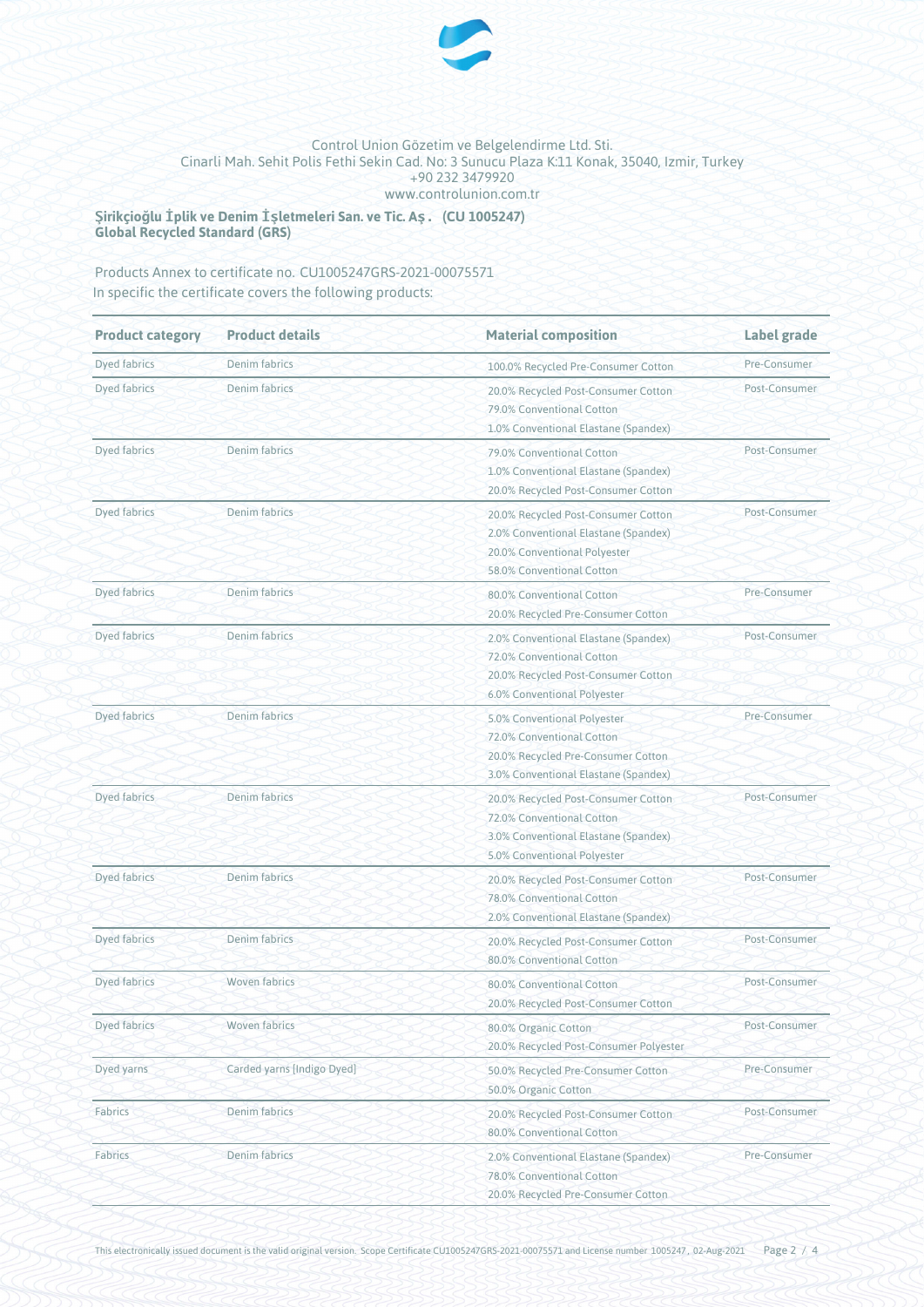Control Union Gözetim ve Belgelendirme Ltd. Sti.
Cinarli Mah. Sehit Polis Fethi Sekin Cad. No: 3 Sunucu Plaza K:11 Konak, 35040, Izmir, Turkey
+90 232 3479920
www.controlunion.com.tr

**Şirikçioğlu İplik ve Denim İşletmeleri San. ve Tic. Aş . (CU 1005247)**
**Global Recycled Standard (GRS)**

Products Annex to certificate no. CU1005247GRS-2021-00075571
In specific the certificate covers the following products:

| Product category | Product details | Material composition | Label grade |
|---|---|---|---|
| Dyed fabrics | Denim fabrics | 100.0% Recycled Pre-Consumer Cotton | Pre-Consumer |
| Dyed fabrics | Denim fabrics | 20.0% Recycled Post-Consumer Cotton<br>79.0% Conventional Cotton<br>1.0% Conventional Elastane (Spandex) | Post-Consumer |
| Dyed fabrics | Denim fabrics | 79.0% Conventional Cotton<br>1.0% Conventional Elastane (Spandex)<br>20.0% Recycled Post-Consumer Cotton | Post-Consumer |
| Dyed fabrics | Denim fabrics | 20.0% Recycled Post-Consumer Cotton<br>2.0% Conventional Elastane (Spandex)<br>20.0% Conventional Polyester<br>58.0% Conventional Cotton | Post-Consumer |
| Dyed fabrics | Denim fabrics | 80.0% Conventional Cotton<br>20.0% Recycled Pre-Consumer Cotton | Pre-Consumer |
| Dyed fabrics | Denim fabrics | 2.0% Conventional Elastane (Spandex)<br>72.0% Conventional Cotton<br>20.0% Recycled Post-Consumer Cotton<br>6.0% Conventional Polyester | Post-Consumer |
| Dyed fabrics | Denim fabrics | 5.0% Conventional Polyester<br>72.0% Conventional Cotton<br>20.0% Recycled Pre-Consumer Cotton<br>3.0% Conventional Elastane (Spandex) | Pre-Consumer |
| Dyed fabrics | Denim fabrics | 20.0% Recycled Post-Consumer Cotton<br>72.0% Conventional Cotton<br>3.0% Conventional Elastane (Spandex)<br>5.0% Conventional Polyester | Post-Consumer |
| Dyed fabrics | Denim fabrics | 20.0% Recycled Post-Consumer Cotton<br>78.0% Conventional Cotton<br>2.0% Conventional Elastane (Spandex) | Post-Consumer |
| Dyed fabrics | Denim fabrics | 20.0% Recycled Post-Consumer Cotton<br>80.0% Conventional Cotton | Post-Consumer |
| Dyed fabrics | Woven fabrics | 80.0% Conventional Cotton<br>20.0% Recycled Post-Consumer Cotton | Post-Consumer |
| Dyed fabrics | Woven fabrics | 80.0% Organic Cotton<br>20.0% Recycled Post-Consumer Polyester | Post-Consumer |
| Dyed yarns | Carded yarns (Indigo Dyed) | 50.0% Recycled Pre-Consumer Cotton<br>50.0% Organic Cotton | Pre-Consumer |
| Fabrics | Denim fabrics | 20.0% Recycled Post-Consumer Cotton<br>80.0% Conventional Cotton | Post-Consumer |
| Fabrics | Denim fabrics | 2.0% Conventional Elastane (Spandex)<br>78.0% Conventional Cotton<br>20.0% Recycled Pre-Consumer Cotton | Pre-Consumer |

This electronically issued document is the valid original version. Scope Certificate CU1005247GRS-2021-00075571 and License number 1005247, 02-Aug-2021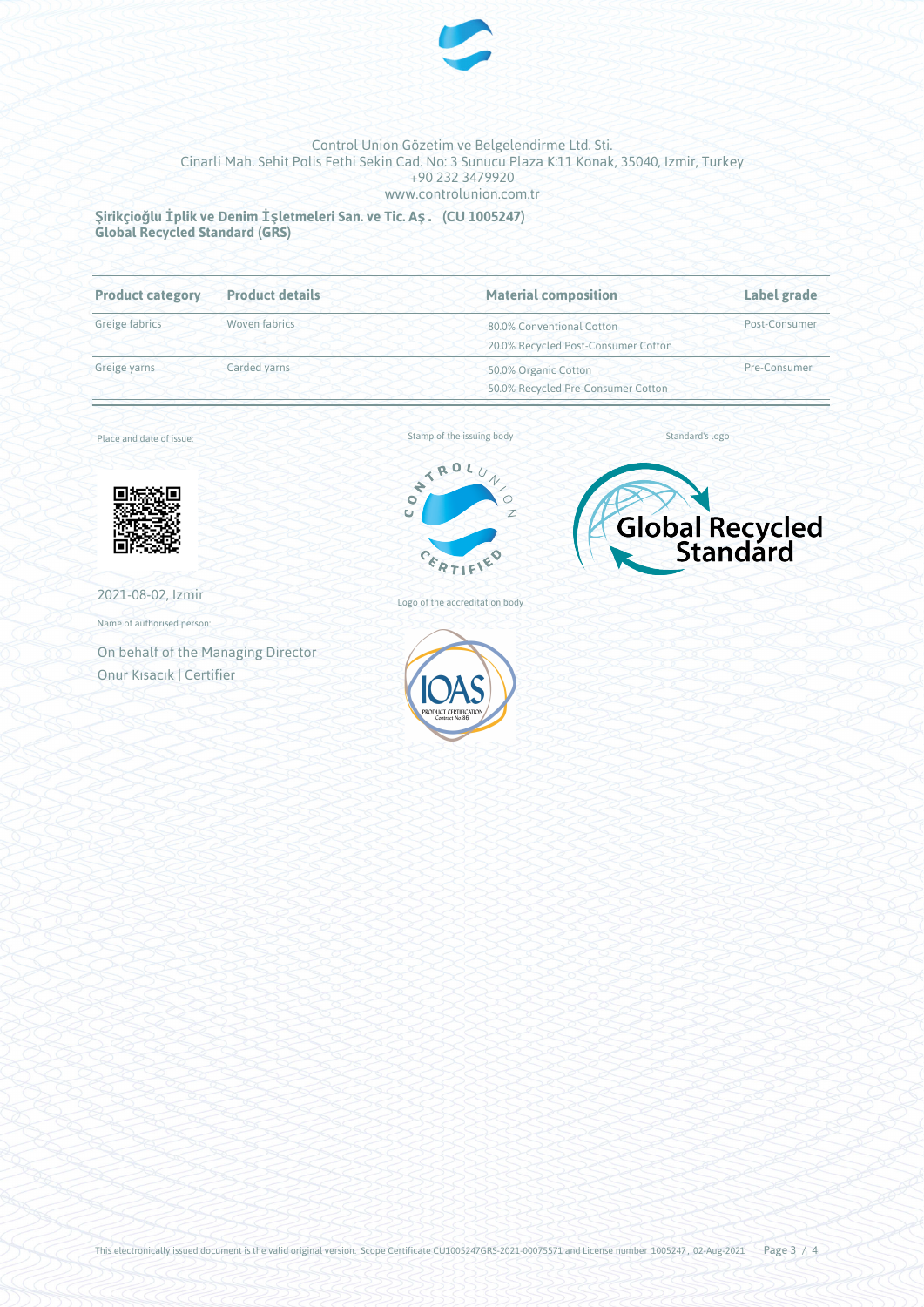Control Union Gözetim ve Belgelendirme Ltd. Sti.
Cinarli Mah. Sehit Polis Fethi Sekin Cad. No: 3 Sunucu Plaza K:11 Konak, 35040, Izmir, Turkey
+90 232 3479920
www.controlunion.com.tr

**Şirikçioğlu İplik ve Denim İşletmeleri San. ve Tic. Aş. (CU 1005247)**
**Global Recycled Standard (GRS)**

| Product category | Product details | Material composition | Label grade |
|---|---|---|---|
| Greige fabrics | Woven fabrics | 80.0% Conventional Cotton<br>20.0% Recycled Post-Consumer Cotton | Post-Consumer |
| Greige yarns | Carded yarns | 50.0% Organic Cotton<br>50.0% Recycled Pre-Consumer Cotton | Pre-Consumer |

Place and date of issue:

2021-08-02, Izmir

Name of authorised person:

On behalf of the Managing Director
Onur Kısacık | Certifier

Stamp of the issuing body

Logo of the accreditation body

Standard's logo

This electronically issued document is the valid original version. Scope Certificate CU1005247GRS-2021-00075571 and License number 1005247, 02-Aug-2021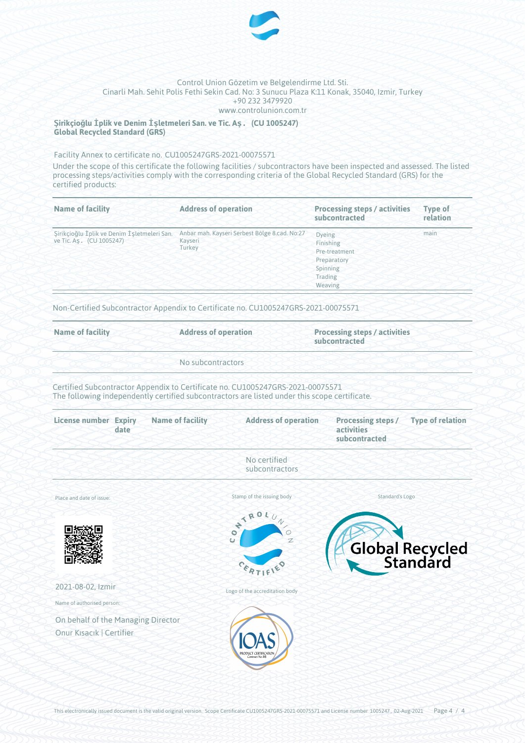Control Union Gözetim ve Belgelendirme Ltd. Sti.
Cinarli Mah. Sehit Polis Fethi Sekin Cad. No: 3 Sunucu Plaza K:11 Konak, 35040, Izmir, Turkey
+90 232 3479920
www.controlunion.com.tr

**Şirikçioğlu İplik ve Denim İşletmeleri San. ve Tic. Aş. (CU 1005247)**
**Global Recycled Standard (GRS)**

Facility Annex to certificate no. CU1005247GRS-2021-00075571

Under the scope of this certificate the following facilities / subcontractors have been inspected and assessed. The listed processing steps/activities comply with the corresponding criteria of the Global Recycled Standard (GRS) for the certified products:

| Name of facility | Address of operation | Processing steps / activities subcontracted | Type of relation |
|---|---|---|---|
| Şirikçioğlu İplik ve Denim İşletmeleri San. ve Tic. Aş. (CU 1005247) | Anbar mah. Kayseri Serbest Bölge 8.cad. No:27 Kayseri Turkey | Dyeing<br>Finishing<br>Pre-treatment<br>Preparatory<br>Spinning<br>Trading<br>Weaving | main |

Non-Certified Subcontractor Appendix to Certificate no. CU1005247GRS-2021-00075571

| Name of facility | Address of operation | Processing steps / activities subcontracted |
|---|---|---|
| | No subcontractors | |

Certified Subcontractor Appendix to Certificate no. CU1005247GRS-2021-00075571
The following independently certified subcontractors are listed under this scope certificate.

| License number | Expiry date | Name of facility | Address of operation | Processing steps / activities subcontracted | Type of relation |
|---|---|---|---|---|---|
| | | | No certified subcontractors | | |

Place and date of issue:

2021-08-02, Izmir

Name of authorised person:

On behalf of the Managing Director
Onur Kısacık | Certifier

Stamp of the issuing body

Standard's Logo

Logo of the accreditation body

This electronically issued document is the valid original version. Scope Certificate CU1005247GRS-2021-00075571 and License number 1005247, 02-Aug-2021